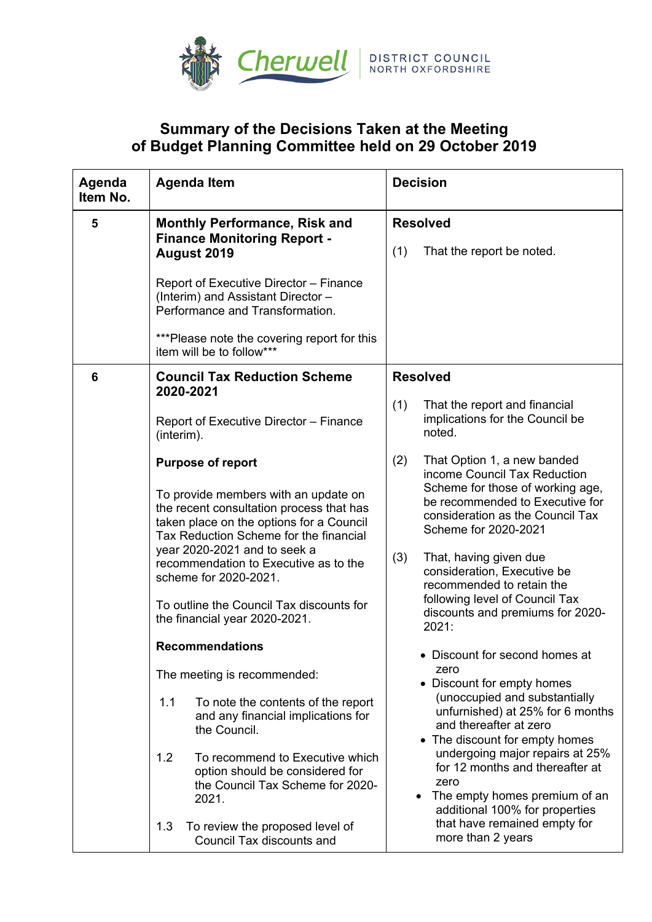# Summary of the Decisions Taken at the Meeting of Budget Planning Committee held on 29 October 2019

| Agenda Item No. | Agenda Item | Decision |
|---|---|---|
| 5 | **Monthly Performance, Risk and Finance Monitoring Report - August 2019**<br><br>Report of Executive Director – Finance (Interim) and Assistant Director – Performance and Transformation.<br><br>***Please note the covering report for this item will be to follow*** | **Resolved**<br><br>(1) That the report be noted. |
| 6 | **Council Tax Reduction Scheme 2020-2021**<br><br>Report of Executive Director – Finance (interim).<br><br>**Purpose of report**<br><br>To provide members with an update on the recent consultation process that has taken place on the options for a Council Tax Reduction Scheme for the financial year 2020-2021 and to seek a recommendation to Executive as to the scheme for 2020-2021.<br><br>To outline the Council Tax discounts for the financial year 2020-2021.<br><br>**Recommendations**<br><br>The meeting is recommended:<br><br>1.1 To note the contents of the report and any financial implications for the Council.<br><br>1.2 To recommend to Executive which option should be considered for the Council Tax Scheme for 2020-2021.<br><br>1.3 To review the proposed level of Council Tax discounts and | **Resolved**<br><br>(1) That the report and financial implications for the Council be noted.<br><br>(2) That Option 1, a new banded income Council Tax Reduction Scheme for those of working age, be recommended to Executive for consideration as the Council Tax Scheme for 2020-2021<br><br>(3) That, having given due consideration, Executive be recommended to retain the following level of Council Tax discounts and premiums for 2020-2021:<br><br>• Discount for second homes at zero<br>• Discount for empty homes (unoccupied and substantially unfurnished) at 25% for 6 months and thereafter at zero<br>• The discount for empty homes undergoing major repairs at 25% for 12 months and thereafter at zero<br>• The empty homes premium of an additional 100% for properties that have remained empty for more than 2 years |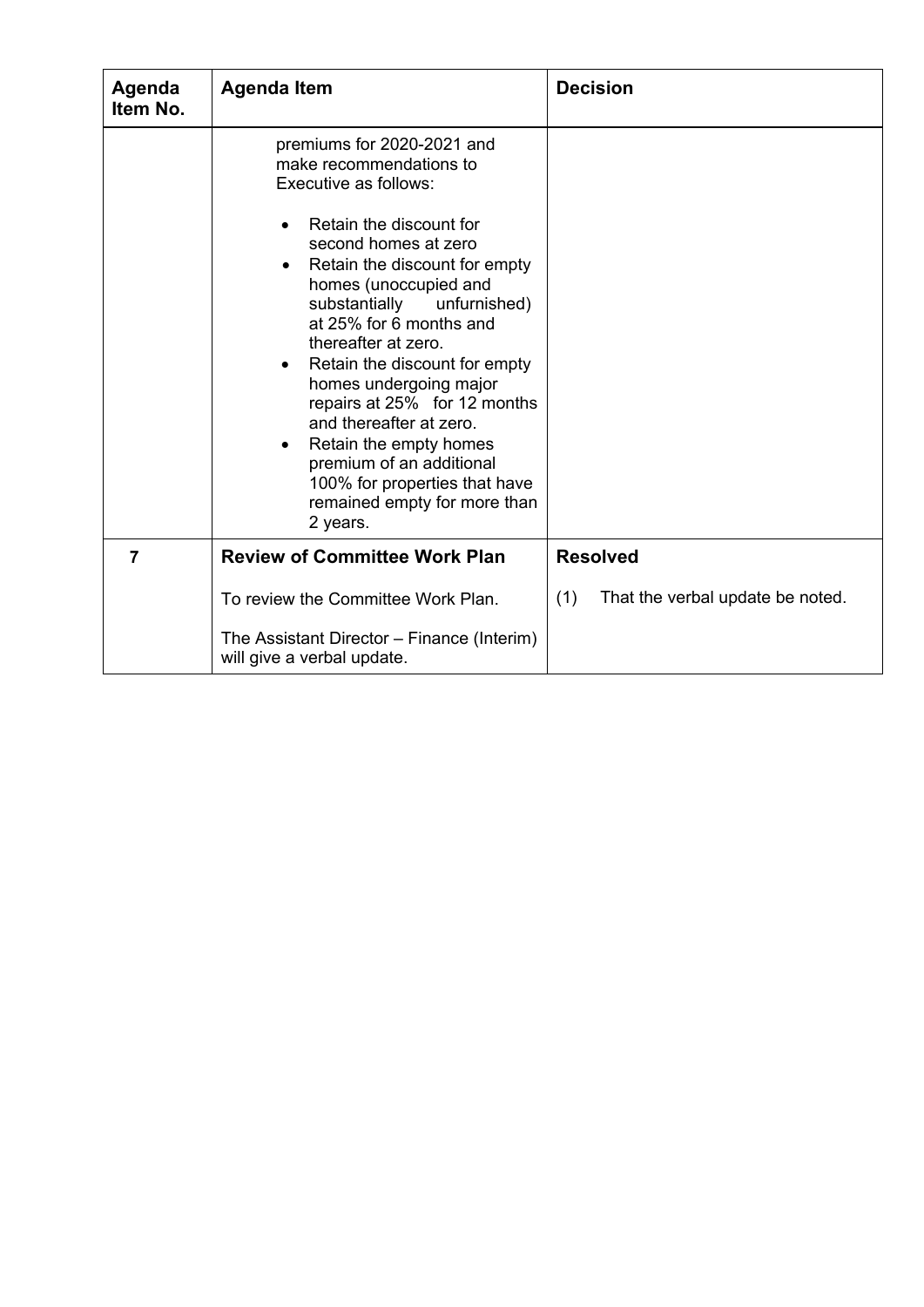| Agenda Item No. | Agenda Item | Decision |
|---|---|---|
| | premiums for 2020-2021 and make recommendations to Executive as follows:<br><br>• Retain the discount for second homes at zero<br>• Retain the discount for empty homes (unoccupied and substantially unfurnished) at 25% for 6 months and thereafter at zero.<br>• Retain the discount for empty homes undergoing major repairs at 25% for 12 months and thereafter at zero.<br>• Retain the empty homes premium of an additional 100% for properties that have remained empty for more than 2 years. | |
| 7 | **Review of Committee Work Plan**<br><br>To review the Committee Work Plan.<br><br>The Assistant Director – Finance (Interim) will give a verbal update. | **Resolved**<br><br>(1) That the verbal update be noted. |